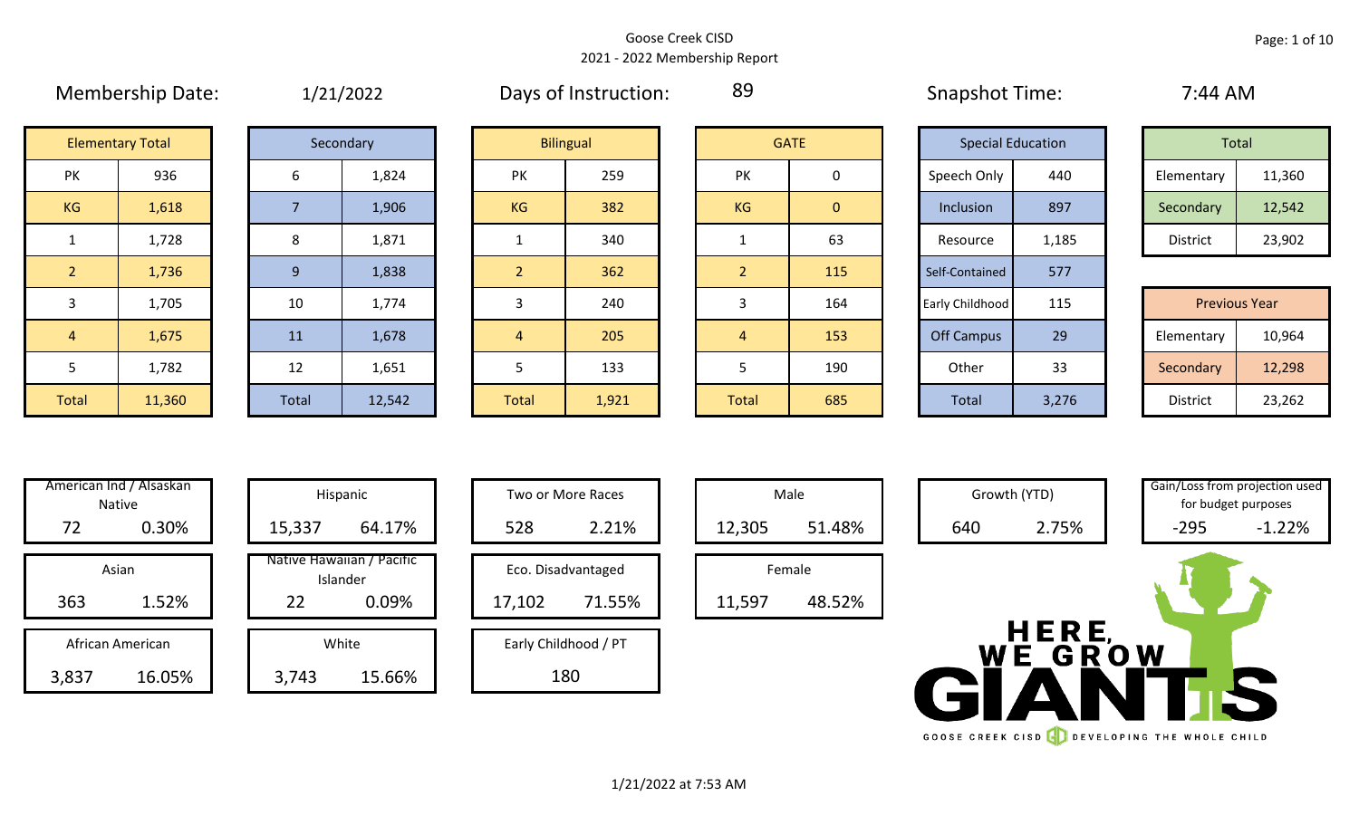Goose Creek CISD
2021 - 2022 Membership Report

Membership Date: 1/21/2022

Days of Instruction: 89

Snapshot Time: 7:44 AM

| Elementary Total | |
|---|---|
| PK | 936 |
| KG | 1,618 |
| 1 | 1,728 |
| 2 | 1,736 |
| 3 | 1,705 |
| 4 | 1,675 |
| 5 | 1,782 |
| Total | 11,360 |

| Secondary | |
|---|---|
| 6 | 1,824 |
| 7 | 1,906 |
| 8 | 1,871 |
| 9 | 1,838 |
| 10 | 1,774 |
| 11 | 1,678 |
| 12 | 1,651 |
| Total | 12,542 |

| Bilingual | |
|---|---|
| PK | 259 |
| KG | 382 |
| 1 | 340 |
| 2 | 362 |
| 3 | 240 |
| 4 | 205 |
| 5 | 133 |
| Total | 1,921 |

| GATE | |
|---|---|
| PK | 0 |
| KG | 0 |
| 1 | 63 |
| 2 | 115 |
| 3 | 164 |
| 4 | 153 |
| 5 | 190 |
| Total | 685 |

| Special Education | |
|---|---|
| Speech Only | 440 |
| Inclusion | 897 |
| Resource | 1,185 |
| Self-Contained | 577 |
| Early Childhood | 115 |
| Off Campus | 29 |
| Other | 33 |
| Total | 3,276 |

| Total | |
|---|---|
| Elementary | 11,360 |
| Secondary | 12,542 |
| District | 23,902 |

| Previous Year | |
|---|---|
| Elementary | 10,964 |
| Secondary | 12,298 |
| District | 23,262 |

| Category | Count | Percent |
|---|---|---|
| American Ind / Alsaskan Native | 72 | 0.30% |
| Asian | 363 | 1.52% |
| African American | 3,837 | 16.05% |
| Hispanic | 15,337 | 64.17% |
| Native Hawaiian / Pacific Islander | 22 | 0.09% |
| White | 3,743 | 15.66% |
| Two or More Races | 528 | 2.21% |
| Eco. Disadvantaged | 17,102 | 71.55% |
| Early Childhood / PT | 180 | |
| Male | 12,305 | 51.48% |
| Female | 11,597 | 48.52% |
| Growth (YTD) | 640 | 2.75% |
| Gain/Loss from projection used for budget purposes | -295 | -1.22% |

HERE, WE GROW GIANTS

GOOSE CREEK CISD DEVELOPING THE WHOLE CHILD

1/21/2022 at 7:53 AM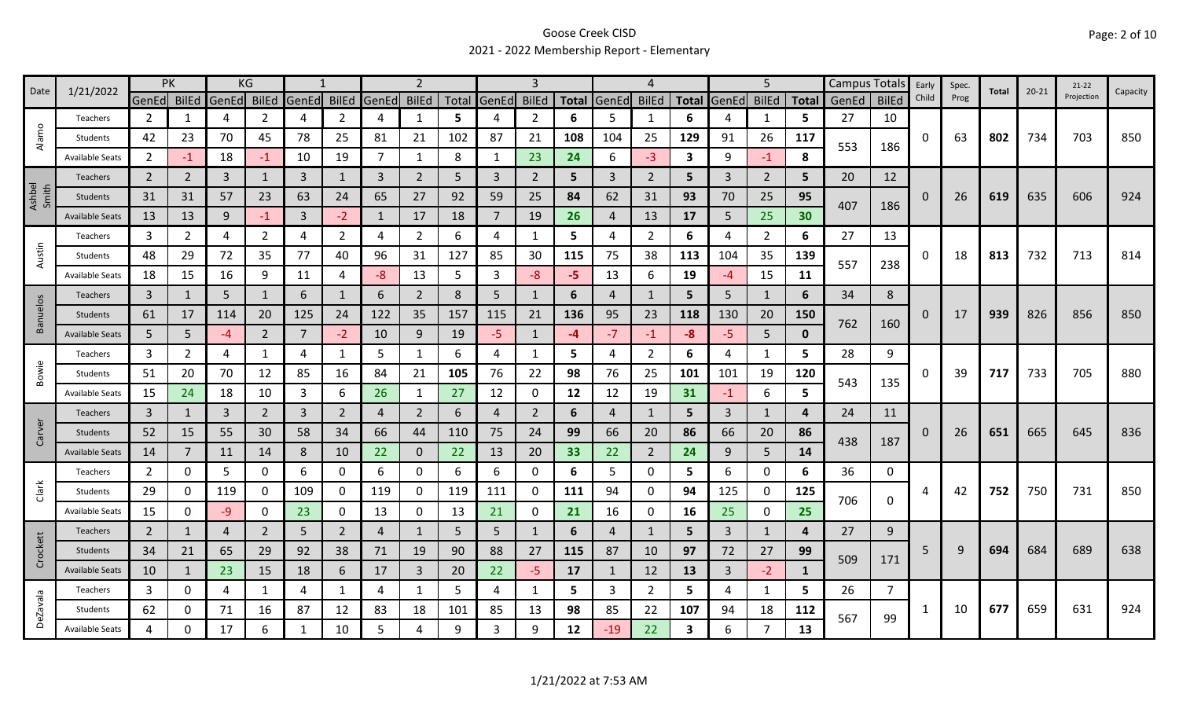# Goose Creek CISD

## 2021 - 2022 Membership Report - Elementary

| Date | 1/21/2022 | PK | | KG | | 1 | | 2 | | | 3 | | | 4 | | | 5 | | | Campus Totals | | Early Child | Spec. Prog | Total | 20-21 | 21-22 Projection | Capacity |
|---|---|---|---|---|---|---|---|---|---|---|---|---|---|---|---|---|---|---|---|---|---|---|---|---|---|---|---|
| | | GenEd | BilEd | GenEd | BilEd | GenEd | BilEd | GenEd | BilEd | Total | GenEd | BilEd | Total | GenEd | BilEd | Total | GenEd | BilEd | Total | GenEd | BilEd | | | | | | |
| Alamo | Teachers | 2 | 1 | 4 | 2 | 4 | 2 | 4 | 1 | 5 | 4 | 2 | 6 | 5 | 1 | 6 | 4 | 1 | 5 | 27 | 10 | 0 | 63 | 802 | 734 | 703 | 850 |
| | Students | 42 | 23 | 70 | 45 | 78 | 25 | 81 | 21 | 102 | 87 | 21 | 108 | 104 | 25 | 129 | 91 | 26 | 117 | 553 | 186 | | | | | | |
| | Available Seats | 2 | -1 | 18 | -1 | 10 | 19 | 7 | 1 | 8 | 1 | 23 | 24 | 6 | -3 | 3 | 9 | -1 | 8 | | | | | | | | |
| Ashbel Smith | Teachers | 2 | 2 | 3 | 1 | 3 | 1 | 3 | 2 | 5 | 3 | 2 | 5 | 3 | 2 | 5 | 3 | 2 | 5 | 20 | 12 | 0 | 26 | 619 | 635 | 606 | 924 |
| | Students | 31 | 31 | 57 | 23 | 63 | 24 | 65 | 27 | 92 | 59 | 25 | 84 | 62 | 31 | 93 | 70 | 25 | 95 | 407 | 186 | | | | | | |
| | Available Seats | 13 | 13 | 9 | -1 | 3 | -2 | 1 | 17 | 18 | 7 | 19 | 26 | 4 | 13 | 17 | 5 | 25 | 30 | | | | | | | | |
| Austin | Teachers | 3 | 2 | 4 | 2 | 4 | 2 | 4 | 2 | 6 | 4 | 1 | 5 | 4 | 2 | 6 | 4 | 2 | 6 | 27 | 13 | 0 | 18 | 813 | 732 | 713 | 814 |
| | Students | 48 | 29 | 72 | 35 | 77 | 40 | 96 | 31 | 127 | 85 | 30 | 115 | 75 | 38 | 113 | 104 | 35 | 139 | 557 | 238 | | | | | | |
| | Available Seats | 18 | 15 | 16 | 9 | 11 | 4 | -8 | 13 | 5 | 3 | -8 | -5 | 13 | 6 | 19 | -4 | 15 | 11 | | | | | | | | |
| Banuelos | Teachers | 3 | 1 | 5 | 1 | 6 | 1 | 6 | 2 | 8 | 5 | 1 | 6 | 4 | 1 | 5 | 5 | 1 | 6 | 34 | 8 | 0 | 17 | 939 | 826 | 856 | 850 |
| | Students | 61 | 17 | 114 | 20 | 125 | 24 | 122 | 35 | 157 | 115 | 21 | 136 | 95 | 23 | 118 | 130 | 20 | 150 | 762 | 160 | | | | | | |
| | Available Seats | 5 | 5 | -4 | 2 | 7 | -2 | 10 | 9 | 19 | -5 | 1 | -4 | -7 | -1 | -8 | -5 | 5 | 0 | | | | | | | | |
| Bowie | Teachers | 3 | 2 | 4 | 1 | 4 | 1 | 5 | 1 | 6 | 4 | 1 | 5 | 4 | 2 | 6 | 4 | 1 | 5 | 28 | 9 | 0 | 39 | 717 | 733 | 705 | 880 |
| | Students | 51 | 20 | 70 | 12 | 85 | 16 | 84 | 21 | 105 | 76 | 22 | 98 | 76 | 25 | 101 | 101 | 19 | 120 | 543 | 135 | | | | | | |
| | Available Seats | 15 | 24 | 18 | 10 | 3 | 6 | 26 | 1 | 27 | 12 | 0 | 12 | 12 | 19 | 31 | -1 | 6 | 5 | | | | | | | | |
| Carver | Teachers | 3 | 1 | 3 | 2 | 3 | 2 | 4 | 2 | 6 | 4 | 2 | 6 | 4 | 1 | 5 | 3 | 1 | 4 | 24 | 11 | 0 | 26 | 651 | 665 | 645 | 836 |
| | Students | 52 | 15 | 55 | 30 | 58 | 34 | 66 | 44 | 110 | 75 | 24 | 99 | 66 | 20 | 86 | 66 | 20 | 86 | 438 | 187 | | | | | | |
| | Available Seats | 14 | 7 | 11 | 14 | 8 | 10 | 22 | 0 | 22 | 13 | 20 | 33 | 22 | 2 | 24 | 9 | 5 | 14 | | | | | | | | |
| Clark | Teachers | 2 | 0 | 5 | 0 | 6 | 0 | 6 | 0 | 6 | 6 | 0 | 6 | 5 | 0 | 5 | 6 | 0 | 6 | 36 | 0 | 4 | 42 | 752 | 750 | 731 | 850 |
| | Students | 29 | 0 | 119 | 0 | 109 | 0 | 119 | 0 | 119 | 111 | 0 | 111 | 94 | 0 | 94 | 125 | 0 | 125 | 706 | 0 | | | | | | |
| | Available Seats | 15 | 0 | -9 | 0 | 23 | 0 | 13 | 0 | 13 | 21 | 0 | 21 | 16 | 0 | 16 | 25 | 0 | 25 | | | | | | | | |
| Crockett | Teachers | 2 | 1 | 4 | 2 | 5 | 2 | 4 | 1 | 5 | 5 | 1 | 6 | 4 | 1 | 5 | 3 | 1 | 4 | 27 | 9 | 5 | 9 | 694 | 684 | 689 | 638 |
| | Students | 34 | 21 | 65 | 29 | 92 | 38 | 71 | 19 | 90 | 88 | 27 | 115 | 87 | 10 | 97 | 72 | 27 | 99 | 509 | 171 | | | | | | |
| | Available Seats | 10 | 1 | 23 | 15 | 18 | 6 | 17 | 3 | 20 | 22 | -5 | 17 | 1 | 12 | 13 | 3 | -2 | 1 | | | | | | | | |
| DeZavala | Teachers | 3 | 0 | 4 | 1 | 4 | 1 | 4 | 1 | 5 | 4 | 1 | 5 | 3 | 2 | 5 | 4 | 1 | 5 | 26 | 7 | 1 | 10 | 677 | 659 | 631 | 924 |
| | Students | 62 | 0 | 71 | 16 | 87 | 12 | 83 | 18 | 101 | 85 | 13 | 98 | 85 | 22 | 107 | 94 | 18 | 112 | 567 | 99 | | | | | | |
| | Available Seats | 4 | 0 | 17 | 6 | 1 | 10 | 5 | 4 | 9 | 3 | 9 | 12 | -19 | 22 | 3 | 6 | 7 | 13 | | | | | | | | |

1/21/2022 at 7:53 AM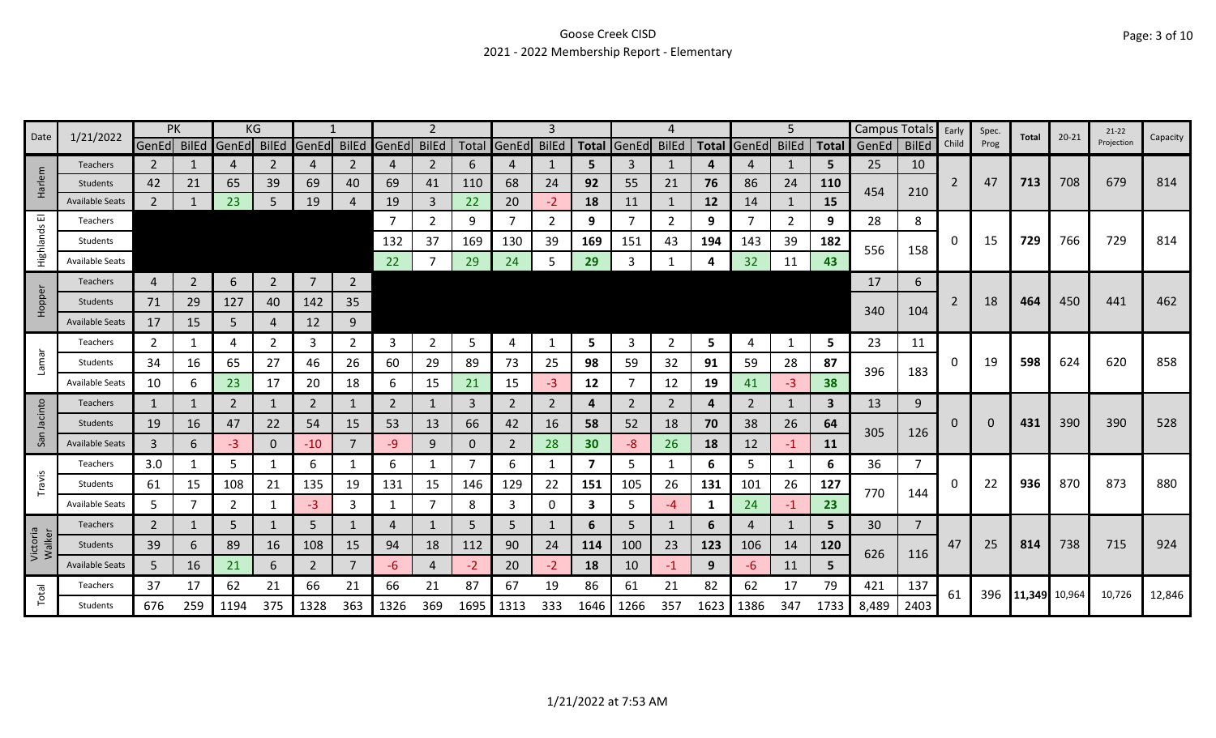Goose Creek CISD

2021 - 2022 Membership Report - Elementary

| Date | 1/21/2022 | PK | | KG | | 1 | | 2 | | | 3 | | | 4 | | | 5 | | | Campus Totals | | Early Child | Spec. Prog | Total | 20-21 | 21-22 Projection | Capacity |
|---|---|---|---|---|---|---|---|---|---|---|---|---|---|---|---|---|---|---|---|---|---|---|---|---|---|---|---|
| | | GenEd | BilEd | GenEd | BilEd | GenEd | BilEd | GenEd | BilEd | Total | GenEd | BilEd | Total | GenEd | BilEd | Total | GenEd | BilEd | Total | GenEd | BilEd | | | | | | |
| Harlem | Teachers | 2 | 1 | 4 | 2 | 4 | 2 | 4 | 2 | 6 | 4 | 1 | **5** | 3 | 1 | **4** | 4 | 1 | **5** | 25 | 10 | 2 | 47 | **713** | 708 | 679 | 814 |
| | Students | 42 | 21 | 65 | 39 | 69 | 40 | 69 | 41 | 110 | 68 | 24 | **92** | 55 | 21 | **76** | 86 | 24 | **110** | 454 | 210 | | | | | | |
| | Available Seats | 2 | 1 | 23 | 5 | 19 | 4 | 19 | 3 | 22 | 20 | -2 | **18** | 11 | 1 | **12** | 14 | 1 | **15** | | | | | | | | |
| Highlands El | Teachers | | | | | | | 7 | 2 | 9 | 7 | 2 | **9** | 7 | 2 | **9** | 7 | 2 | **9** | 28 | 8 | 0 | 15 | **729** | 766 | 729 | 814 |
| | Students | | | | | | | 132 | 37 | 169 | 130 | 39 | **169** | 151 | 43 | **194** | 143 | 39 | **182** | 556 | 158 | | | | | | |
| | Available Seats | | | | | | | 22 | 7 | 29 | 24 | 5 | **29** | 3 | 1 | **4** | 32 | 11 | **43** | | | | | | | | |
| Hopper | Teachers | 4 | 2 | 6 | 2 | 7 | 2 | | | | | | | | | | | | | 17 | 6 | 2 | 18 | **464** | 450 | 441 | 462 |
| | Students | 71 | 29 | 127 | 40 | 142 | 35 | | | | | | | | | | | | | 340 | 104 | | | | | | |
| | Available Seats | 17 | 15 | 5 | 4 | 12 | 9 | | | | | | | | | | | | | | | | | | | | |
| Lamar | Teachers | 2 | 1 | 4 | 2 | 3 | 2 | 3 | 2 | 5 | 4 | 1 | **5** | 3 | 2 | **5** | 4 | 1 | **5** | 23 | 11 | 0 | 19 | **598** | 624 | 620 | 858 |
| | Students | 34 | 16 | 65 | 27 | 46 | 26 | 60 | 29 | 89 | 73 | 25 | **98** | 59 | 32 | **91** | 59 | 28 | **87** | 396 | 183 | | | | | | |
| | Available Seats | 10 | 6 | 23 | 17 | 20 | 18 | 6 | 15 | 21 | 15 | -3 | **12** | 7 | 12 | **19** | 41 | -3 | **38** | | | | | | | | |
| San Jacinto | Teachers | 1 | 1 | 2 | 1 | 2 | 1 | 2 | 1 | 3 | 2 | 2 | **4** | 2 | 2 | **4** | 2 | 1 | **3** | 13 | 9 | 0 | 0 | **431** | 390 | 390 | 528 |
| | Students | 19 | 16 | 47 | 22 | 54 | 15 | 53 | 13 | 66 | 42 | 16 | **58** | 52 | 18 | **70** | 38 | 26 | **64** | 305 | 126 | | | | | | |
| | Available Seats | 3 | 6 | -3 | 0 | -10 | 7 | -9 | 9 | 0 | 2 | 28 | **30** | -8 | 26 | **18** | 12 | -1 | **11** | | | | | | | | |
| Travis | Teachers | 3.0 | 1 | 5 | 1 | 6 | 1 | 6 | 1 | 7 | 6 | 1 | **7** | 5 | 1 | **6** | 5 | 1 | **6** | 36 | 7 | 0 | 22 | **936** | 870 | 873 | 880 |
| | Students | 61 | 15 | 108 | 21 | 135 | 19 | 131 | 15 | 146 | 129 | 22 | **151** | 105 | 26 | **131** | 101 | 26 | **127** | 770 | 144 | | | | | | |
| | Available Seats | 5 | 7 | 2 | 1 | -3 | 3 | 1 | 7 | 8 | 3 | 0 | **3** | 5 | -4 | **1** | 24 | -1 | **23** | | | | | | | | |
| Victoria Walker | Teachers | 2 | 1 | 5 | 1 | 5 | 1 | 4 | 1 | 5 | 5 | 1 | **6** | 5 | 1 | **6** | 4 | 1 | **5** | 30 | 7 | 47 | 25 | **814** | 738 | 715 | 924 |
| | Students | 39 | 6 | 89 | 16 | 108 | 15 | 94 | 18 | 112 | 90 | 24 | **114** | 100 | 23 | **123** | 106 | 14 | **120** | 626 | 116 | | | | | | |
| | Available Seats | 5 | 16 | 21 | 6 | 2 | 7 | -6 | 4 | -2 | 20 | -2 | **18** | 10 | -1 | **9** | -6 | 11 | **5** | | | | | | | | |
| Total | Teachers | 37 | 17 | 62 | 21 | 66 | 21 | 66 | 21 | 87 | 67 | 19 | 86 | 61 | 21 | 82 | 62 | 17 | 79 | 421 | 137 | 61 | 396 | **11,349** | 10,964 | 10,726 | 12,846 |
| | Students | 676 | 259 | 1194 | 375 | 1328 | 363 | 1326 | 369 | 1695 | 1313 | 333 | 1646 | 1266 | 357 | 1623 | 1386 | 347 | 1733 | 8,489 | 2403 | | | | | | |

1/21/2022 at 7:53 AM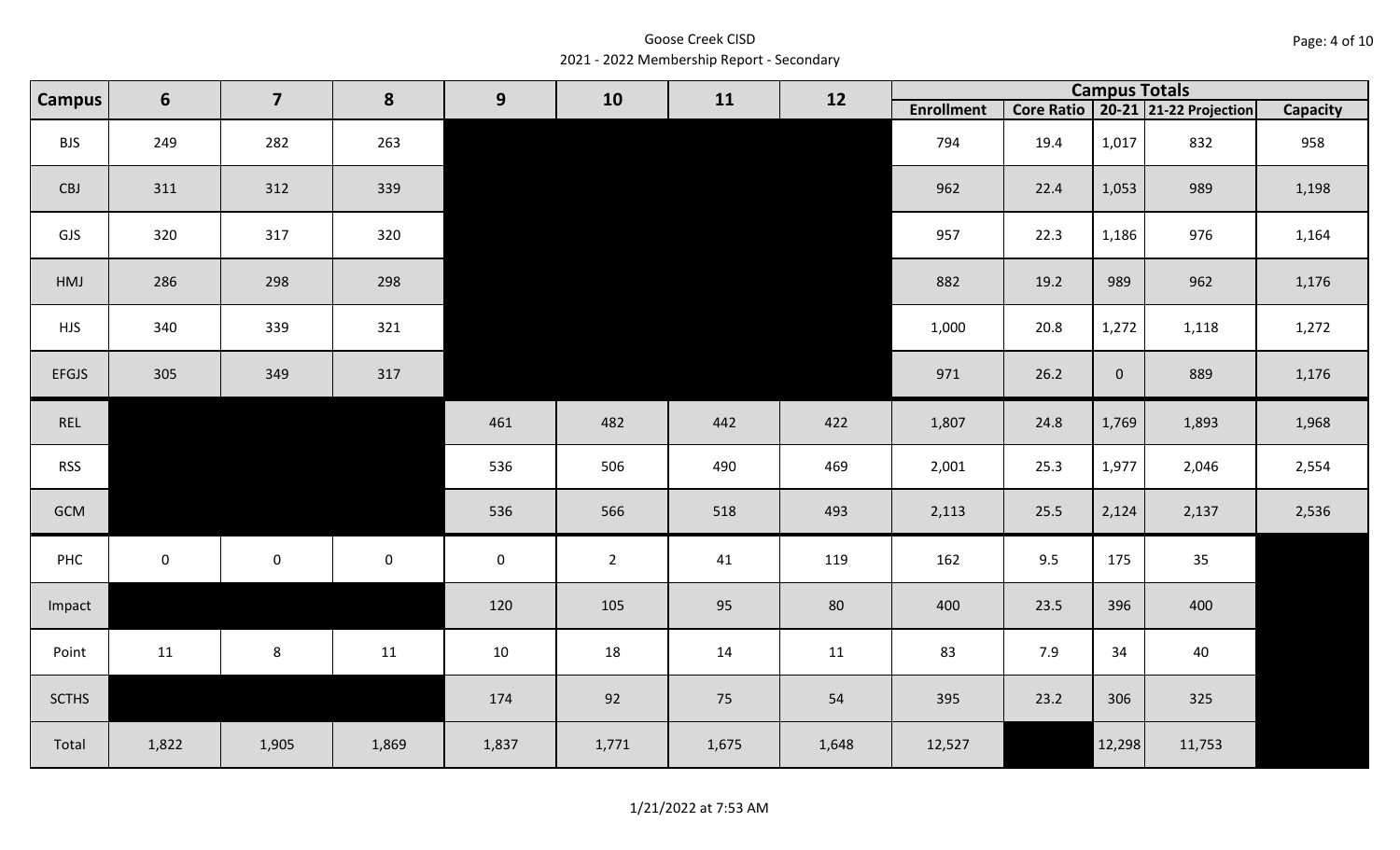Goose Creek CISD
2021 - 2022 Membership Report - Secondary

| Campus | 6 | 7 | 8 | 9 | 10 | 11 | 12 | Campus Totals | | | | |
|---|---|---|---|---|---|---|---|---|---|---|---|---|
| | | | | | | | | Enrollment | Core Ratio | 20-21 | 21-22 Projection | Capacity |
| BJS | 249 | 282 | 263 | | | | | 794 | 19.4 | 1,017 | 832 | 958 |
| CBJ | 311 | 312 | 339 | | | | | 962 | 22.4 | 1,053 | 989 | 1,198 |
| GJS | 320 | 317 | 320 | | | | | 957 | 22.3 | 1,186 | 976 | 1,164 |
| HMJ | 286 | 298 | 298 | | | | | 882 | 19.2 | 989 | 962 | 1,176 |
| HJS | 340 | 339 | 321 | | | | | 1,000 | 20.8 | 1,272 | 1,118 | 1,272 |
| EFGJS | 305 | 349 | 317 | | | | | 971 | 26.2 | 0 | 889 | 1,176 |
| REL | | | | 461 | 482 | 442 | 422 | 1,807 | 24.8 | 1,769 | 1,893 | 1,968 |
| RSS | | | | 536 | 506 | 490 | 469 | 2,001 | 25.3 | 1,977 | 2,046 | 2,554 |
| GCM | | | | 536 | 566 | 518 | 493 | 2,113 | 25.5 | 2,124 | 2,137 | 2,536 |
| PHC | 0 | 0 | 0 | 0 | 2 | 41 | 119 | 162 | 9.5 | 175 | 35 | |
| Impact | | | | 120 | 105 | 95 | 80 | 400 | 23.5 | 396 | 400 | |
| Point | 11 | 8 | 11 | 10 | 18 | 14 | 11 | 83 | 7.9 | 34 | 40 | |
| SCTHS | | | | 174 | 92 | 75 | 54 | 395 | 23.2 | 306 | 325 | |
| Total | 1,822 | 1,905 | 1,869 | 1,837 | 1,771 | 1,675 | 1,648 | 12,527 | | 12,298 | 11,753 | |

1/21/2022 at 7:53 AM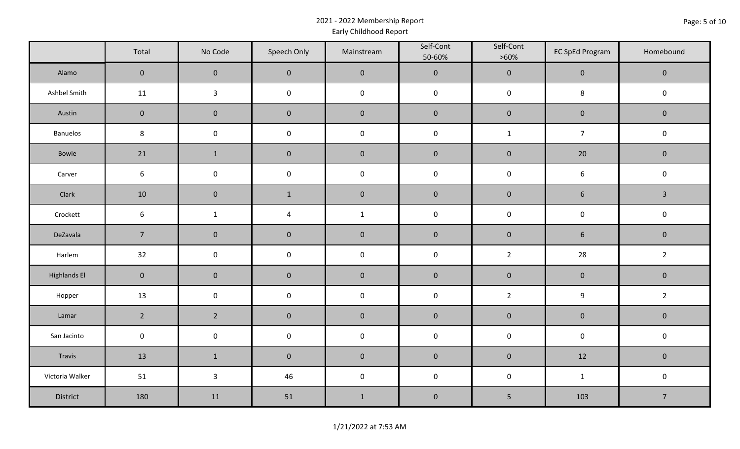# 2021 - 2022 Membership Report

## Early Childhood Report

| | Total | No Code | Speech Only | Mainstream | Self-Cont 50-60% | Self-Cont >60% | EC SpEd Program | Homebound |
|---|---|---|---|---|---|---|---|---|
| Alamo | 0 | 0 | 0 | 0 | 0 | 0 | 0 | 0 |
| Ashbel Smith | 11 | 3 | 0 | 0 | 0 | 0 | 8 | 0 |
| Austin | 0 | 0 | 0 | 0 | 0 | 0 | 0 | 0 |
| Banuelos | 8 | 0 | 0 | 0 | 0 | 1 | 7 | 0 |
| Bowie | 21 | 1 | 0 | 0 | 0 | 0 | 20 | 0 |
| Carver | 6 | 0 | 0 | 0 | 0 | 0 | 6 | 0 |
| Clark | 10 | 0 | 1 | 0 | 0 | 0 | 6 | 3 |
| Crockett | 6 | 1 | 4 | 1 | 0 | 0 | 0 | 0 |
| DeZavala | 7 | 0 | 0 | 0 | 0 | 0 | 6 | 0 |
| Harlem | 32 | 0 | 0 | 0 | 0 | 2 | 28 | 2 |
| Highlands El | 0 | 0 | 0 | 0 | 0 | 0 | 0 | 0 |
| Hopper | 13 | 0 | 0 | 0 | 0 | 2 | 9 | 2 |
| Lamar | 2 | 2 | 0 | 0 | 0 | 0 | 0 | 0 |
| San Jacinto | 0 | 0 | 0 | 0 | 0 | 0 | 0 | 0 |
| Travis | 13 | 1 | 0 | 0 | 0 | 0 | 12 | 0 |
| Victoria Walker | 51 | 3 | 46 | 0 | 0 | 0 | 1 | 0 |
| District | 180 | 11 | 51 | 1 | 0 | 5 | 103 | 7 |

1/21/2022 at 7:53 AM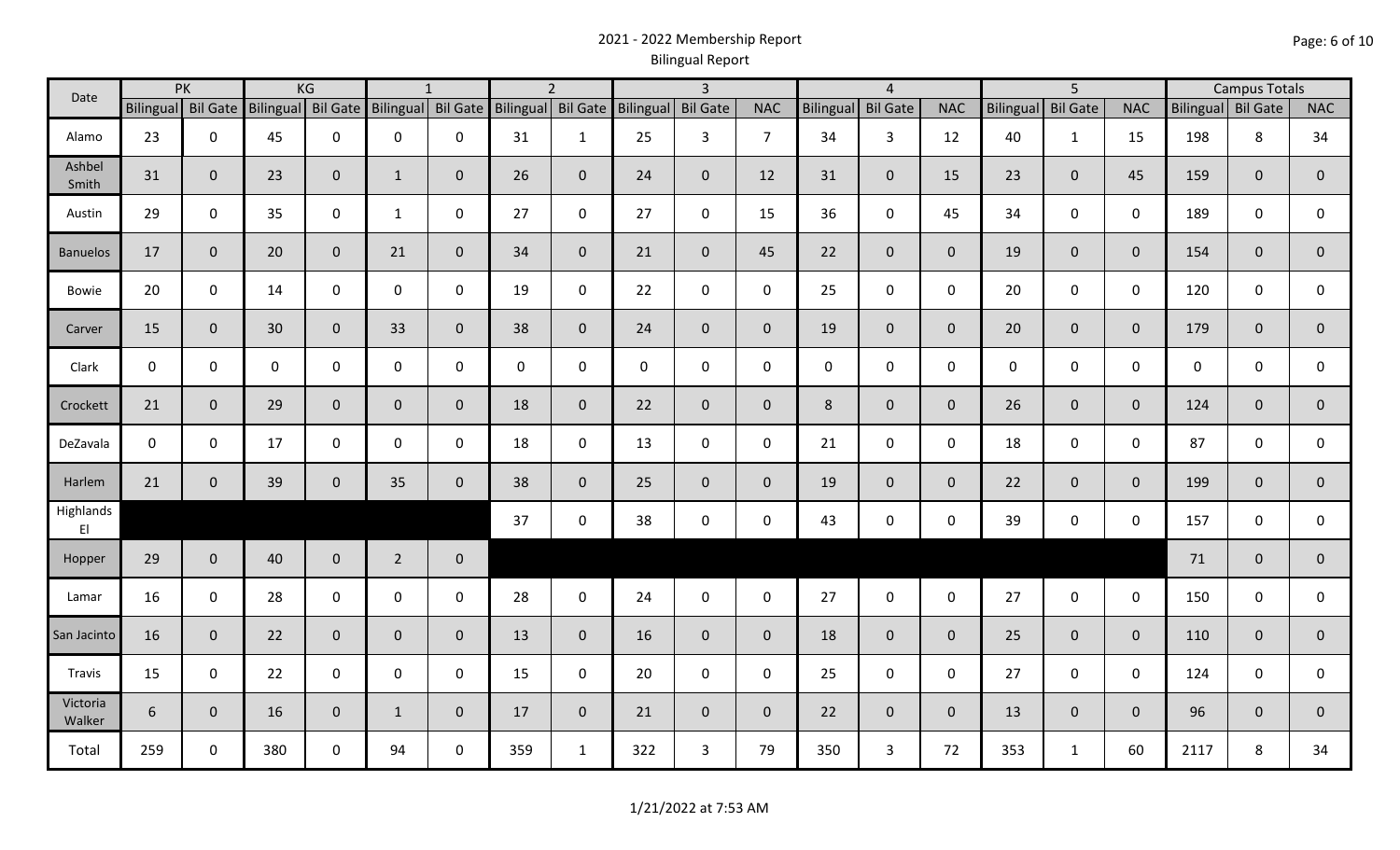# 2021 - 2022 Membership Report
## Bilingual Report

| Date | PK | | KG | | 1 | | 2 | | 3 | | | 4 | | | 5 | | | Campus Totals | | |
|---|---|---|---|---|---|---|---|---|---|---|---|---|---|---|---|---|---|---|---|---|
| | Bilingual | Bil Gate | Bilingual | Bil Gate | Bilingual | Bil Gate | Bilingual | Bil Gate | Bilingual | Bil Gate | NAC | Bilingual | Bil Gate | NAC | Bilingual | Bil Gate | NAC | Bilingual | Bil Gate | NAC |
| Alamo | 23 | 0 | 45 | 0 | 0 | 0 | 31 | 1 | 25 | 3 | 7 | 34 | 3 | 12 | 40 | 1 | 15 | 198 | 8 | 34 |
| Ashbel Smith | 31 | 0 | 23 | 0 | 1 | 0 | 26 | 0 | 24 | 0 | 12 | 31 | 0 | 15 | 23 | 0 | 45 | 159 | 0 | 0 |
| Austin | 29 | 0 | 35 | 0 | 1 | 0 | 27 | 0 | 27 | 0 | 15 | 36 | 0 | 45 | 34 | 0 | 0 | 189 | 0 | 0 |
| Banuelos | 17 | 0 | 20 | 0 | 21 | 0 | 34 | 0 | 21 | 0 | 45 | 22 | 0 | 0 | 19 | 0 | 0 | 154 | 0 | 0 |
| Bowie | 20 | 0 | 14 | 0 | 0 | 0 | 19 | 0 | 22 | 0 | 0 | 25 | 0 | 0 | 20 | 0 | 0 | 120 | 0 | 0 |
| Carver | 15 | 0 | 30 | 0 | 33 | 0 | 38 | 0 | 24 | 0 | 0 | 19 | 0 | 0 | 20 | 0 | 0 | 179 | 0 | 0 |
| Clark | 0 | 0 | 0 | 0 | 0 | 0 | 0 | 0 | 0 | 0 | 0 | 0 | 0 | 0 | 0 | 0 | 0 | 0 | 0 | 0 |
| Crockett | 21 | 0 | 29 | 0 | 0 | 0 | 18 | 0 | 22 | 0 | 0 | 8 | 0 | 0 | 26 | 0 | 0 | 124 | 0 | 0 |
| DeZavala | 0 | 0 | 17 | 0 | 0 | 0 | 18 | 0 | 13 | 0 | 0 | 21 | 0 | 0 | 18 | 0 | 0 | 87 | 0 | 0 |
| Harlem | 21 | 0 | 39 | 0 | 35 | 0 | 38 | 0 | 25 | 0 | 0 | 19 | 0 | 0 | 22 | 0 | 0 | 199 | 0 | 0 |
| Highlands El | | | | | | | 37 | 0 | 38 | 0 | 0 | 43 | 0 | 0 | 39 | 0 | 0 | 157 | 0 | 0 |
| Hopper | 29 | 0 | 40 | 0 | 2 | 0 | | | | | | | | | | | | 71 | 0 | 0 |
| Lamar | 16 | 0 | 28 | 0 | 0 | 0 | 28 | 0 | 24 | 0 | 0 | 27 | 0 | 0 | 27 | 0 | 0 | 150 | 0 | 0 |
| San Jacinto | 16 | 0 | 22 | 0 | 0 | 0 | 13 | 0 | 16 | 0 | 0 | 18 | 0 | 0 | 25 | 0 | 0 | 110 | 0 | 0 |
| Travis | 15 | 0 | 22 | 0 | 0 | 0 | 15 | 0 | 20 | 0 | 0 | 25 | 0 | 0 | 27 | 0 | 0 | 124 | 0 | 0 |
| Victoria Walker | 6 | 0 | 16 | 0 | 1 | 0 | 17 | 0 | 21 | 0 | 0 | 22 | 0 | 0 | 13 | 0 | 0 | 96 | 0 | 0 |
| Total | 259 | 0 | 380 | 0 | 94 | 0 | 359 | 1 | 322 | 3 | 79 | 350 | 3 | 72 | 353 | 1 | 60 | 2117 | 8 | 34 |

1/21/2022 at 7:53 AM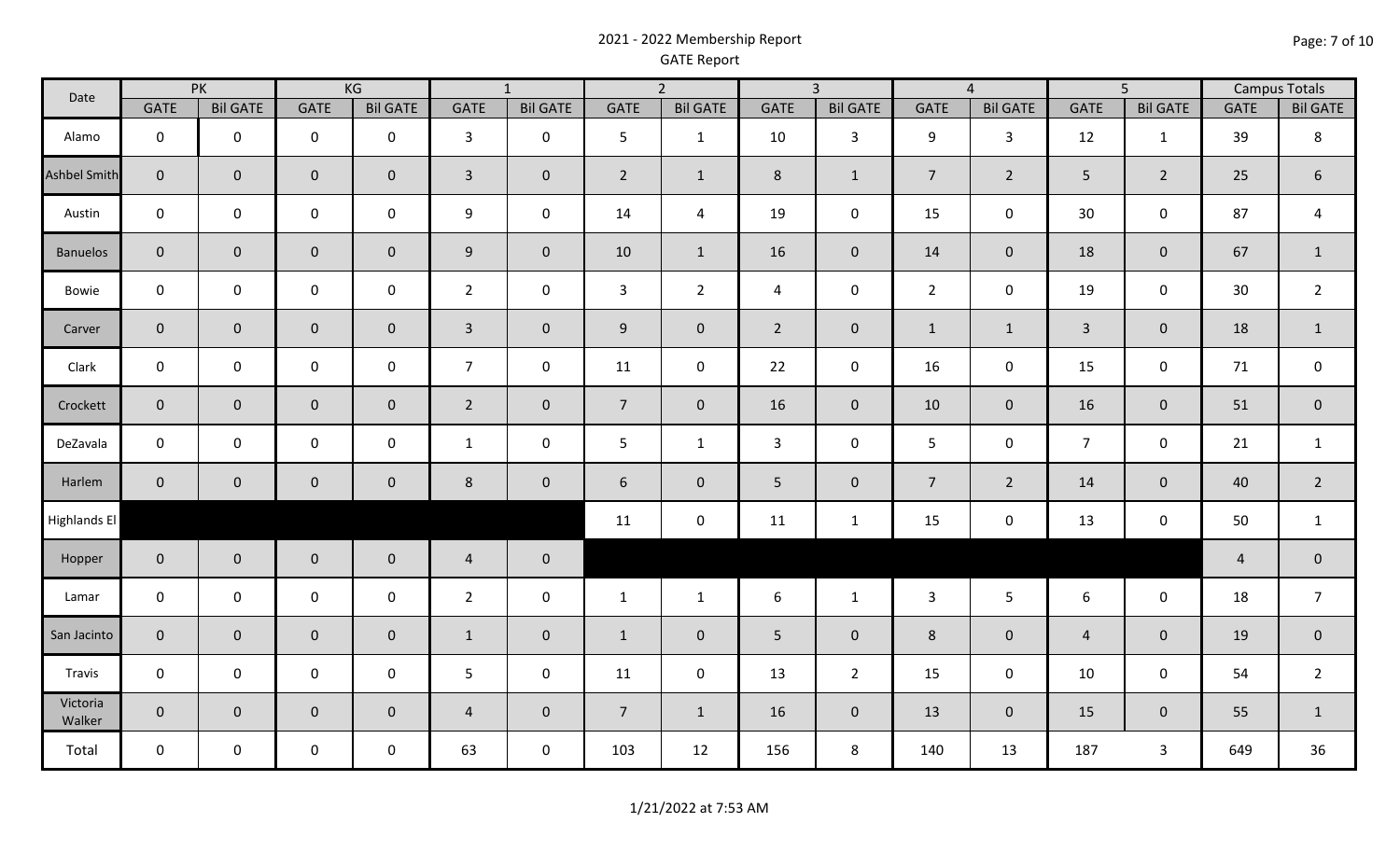# 2021 - 2022 Membership Report
## GATE Report

| Date | PK | | KG | | 1 | | 2 | | 3 | | 4 | | 5 | | Campus Totals | |
|---|---|---|---|---|---|---|---|---|---|---|---|---|---|---|---|---|
| | GATE | Bil GATE | GATE | Bil GATE | GATE | Bil GATE | GATE | Bil GATE | GATE | Bil GATE | GATE | Bil GATE | GATE | Bil GATE | GATE | Bil GATE |
| Alamo | 0 | 0 | 0 | 0 | 3 | 0 | 5 | 1 | 10 | 3 | 9 | 3 | 12 | 1 | 39 | 8 |
| Ashbel Smith | 0 | 0 | 0 | 0 | 3 | 0 | 2 | 1 | 8 | 1 | 7 | 2 | 5 | 2 | 25 | 6 |
| Austin | 0 | 0 | 0 | 0 | 9 | 0 | 14 | 4 | 19 | 0 | 15 | 0 | 30 | 0 | 87 | 4 |
| Banuelos | 0 | 0 | 0 | 0 | 9 | 0 | 10 | 1 | 16 | 0 | 14 | 0 | 18 | 0 | 67 | 1 |
| Bowie | 0 | 0 | 0 | 0 | 2 | 0 | 3 | 2 | 4 | 0 | 2 | 0 | 19 | 0 | 30 | 2 |
| Carver | 0 | 0 | 0 | 0 | 3 | 0 | 9 | 0 | 2 | 0 | 1 | 1 | 3 | 0 | 18 | 1 |
| Clark | 0 | 0 | 0 | 0 | 7 | 0 | 11 | 0 | 22 | 0 | 16 | 0 | 15 | 0 | 71 | 0 |
| Crockett | 0 | 0 | 0 | 0 | 2 | 0 | 7 | 0 | 16 | 0 | 10 | 0 | 16 | 0 | 51 | 0 |
| DeZavala | 0 | 0 | 0 | 0 | 1 | 0 | 5 | 1 | 3 | 0 | 5 | 0 | 7 | 0 | 21 | 1 |
| Harlem | 0 | 0 | 0 | 0 | 8 | 0 | 6 | 0 | 5 | 0 | 7 | 2 | 14 | 0 | 40 | 2 |
| Highlands El | | | | | | | 11 | 0 | 11 | 1 | 15 | 0 | 13 | 0 | 50 | 1 |
| Hopper | 0 | 0 | 0 | 0 | 4 | 0 | | | | | | | | | 4 | 0 |
| Lamar | 0 | 0 | 0 | 0 | 2 | 0 | 1 | 1 | 6 | 1 | 3 | 5 | 6 | 0 | 18 | 7 |
| San Jacinto | 0 | 0 | 0 | 0 | 1 | 0 | 1 | 0 | 5 | 0 | 8 | 0 | 4 | 0 | 19 | 0 |
| Travis | 0 | 0 | 0 | 0 | 5 | 0 | 11 | 0 | 13 | 2 | 15 | 0 | 10 | 0 | 54 | 2 |
| Victoria Walker | 0 | 0 | 0 | 0 | 4 | 0 | 7 | 1 | 16 | 0 | 13 | 0 | 15 | 0 | 55 | 1 |
| Total | 0 | 0 | 0 | 0 | 63 | 0 | 103 | 12 | 156 | 8 | 140 | 13 | 187 | 3 | 649 | 36 |

1/21/2022 at 7:53 AM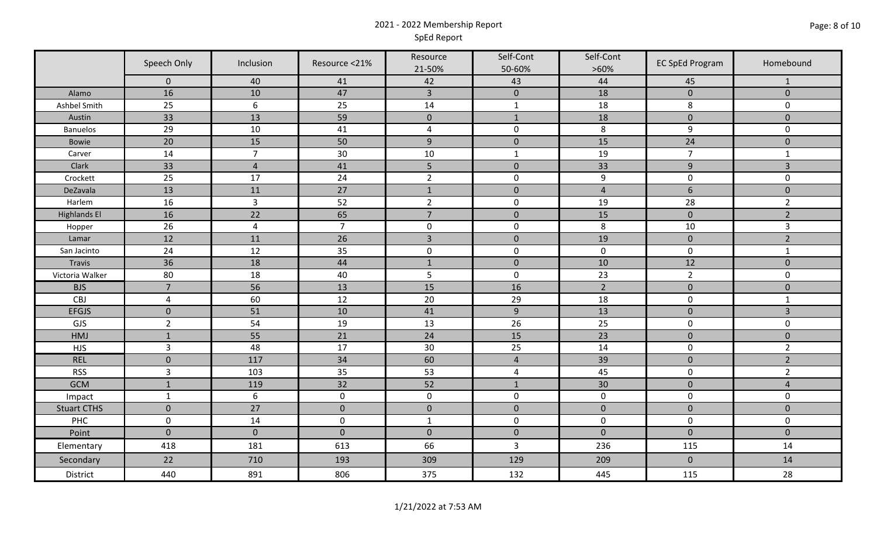# 2021 - 2022 Membership Report

## SpEd Report

| | Speech Only | Inclusion | Resource <21% | Resource 21-50% | Self-Cont 50-60% | Self-Cont >60% | EC SpEd Program | Homebound |
|---|---|---|---|---|---|---|---|---|
| | 0 | 40 | 41 | 42 | 43 | 44 | 45 | 1 |
| Alamo | 16 | 10 | 47 | 3 | 0 | 18 | 0 | 0 |
| Ashbel Smith | 25 | 6 | 25 | 14 | 1 | 18 | 8 | 0 |
| Austin | 33 | 13 | 59 | 0 | 1 | 18 | 0 | 0 |
| Banuelos | 29 | 10 | 41 | 4 | 0 | 8 | 9 | 0 |
| Bowie | 20 | 15 | 50 | 9 | 0 | 15 | 24 | 0 |
| Carver | 14 | 7 | 30 | 10 | 1 | 19 | 7 | 1 |
| Clark | 33 | 4 | 41 | 5 | 0 | 33 | 9 | 3 |
| Crockett | 25 | 17 | 24 | 2 | 0 | 9 | 0 | 0 |
| DeZavala | 13 | 11 | 27 | 1 | 0 | 4 | 6 | 0 |
| Harlem | 16 | 3 | 52 | 2 | 0 | 19 | 28 | 2 |
| Highlands El | 16 | 22 | 65 | 7 | 0 | 15 | 0 | 2 |
| Hopper | 26 | 4 | 7 | 0 | 0 | 8 | 10 | 3 |
| Lamar | 12 | 11 | 26 | 3 | 0 | 19 | 0 | 2 |
| San Jacinto | 24 | 12 | 35 | 0 | 0 | 0 | 0 | 1 |
| Travis | 36 | 18 | 44 | 1 | 0 | 10 | 12 | 0 |
| Victoria Walker | 80 | 18 | 40 | 5 | 0 | 23 | 2 | 0 |
| BJS | 7 | 56 | 13 | 15 | 16 | 2 | 0 | 0 |
| CBJ | 4 | 60 | 12 | 20 | 29 | 18 | 0 | 1 |
| EFGJS | 0 | 51 | 10 | 41 | 9 | 13 | 0 | 3 |
| GJS | 2 | 54 | 19 | 13 | 26 | 25 | 0 | 0 |
| HMJ | 1 | 55 | 21 | 24 | 15 | 23 | 0 | 0 |
| HJS | 3 | 48 | 17 | 30 | 25 | 14 | 0 | 2 |
| REL | 0 | 117 | 34 | 60 | 4 | 39 | 0 | 2 |
| RSS | 3 | 103 | 35 | 53 | 4 | 45 | 0 | 2 |
| GCM | 1 | 119 | 32 | 52 | 1 | 30 | 0 | 4 |
| Impact | 1 | 6 | 0 | 0 | 0 | 0 | 0 | 0 |
| Stuart CTHS | 0 | 27 | 0 | 0 | 0 | 0 | 0 | 0 |
| PHC | 0 | 14 | 0 | 1 | 0 | 0 | 0 | 0 |
| Point | 0 | 0 | 0 | 0 | 0 | 0 | 0 | 0 |
| Elementary | 418 | 181 | 613 | 66 | 3 | 236 | 115 | 14 |
| Secondary | 22 | 710 | 193 | 309 | 129 | 209 | 0 | 14 |
| District | 440 | 891 | 806 | 375 | 132 | 445 | 115 | 28 |

1/21/2022 at 7:53 AM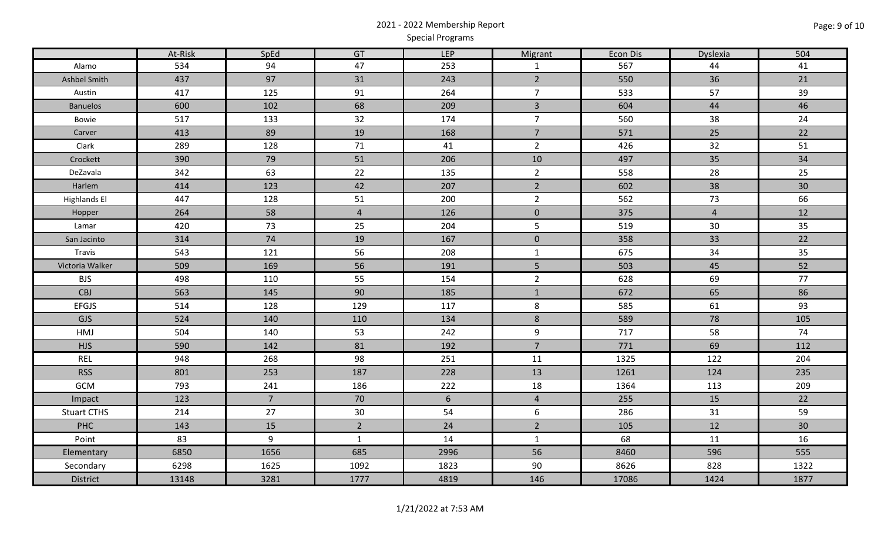# 2021 - 2022 Membership Report

## Special Programs

| | At-Risk | SpEd | GT | LEP | Migrant | Econ Dis | Dyslexia | 504 |
|---|---|---|---|---|---|---|---|---|
| Alamo | 534 | 94 | 47 | 253 | 1 | 567 | 44 | 41 |
| Ashbel Smith | 437 | 97 | 31 | 243 | 2 | 550 | 36 | 21 |
| Austin | 417 | 125 | 91 | 264 | 7 | 533 | 57 | 39 |
| Banuelos | 600 | 102 | 68 | 209 | 3 | 604 | 44 | 46 |
| Bowie | 517 | 133 | 32 | 174 | 7 | 560 | 38 | 24 |
| Carver | 413 | 89 | 19 | 168 | 7 | 571 | 25 | 22 |
| Clark | 289 | 128 | 71 | 41 | 2 | 426 | 32 | 51 |
| Crockett | 390 | 79 | 51 | 206 | 10 | 497 | 35 | 34 |
| DeZavala | 342 | 63 | 22 | 135 | 2 | 558 | 28 | 25 |
| Harlem | 414 | 123 | 42 | 207 | 2 | 602 | 38 | 30 |
| Highlands El | 447 | 128 | 51 | 200 | 2 | 562 | 73 | 66 |
| Hopper | 264 | 58 | 4 | 126 | 0 | 375 | 4 | 12 |
| Lamar | 420 | 73 | 25 | 204 | 5 | 519 | 30 | 35 |
| San Jacinto | 314 | 74 | 19 | 167 | 0 | 358 | 33 | 22 |
| Travis | 543 | 121 | 56 | 208 | 1 | 675 | 34 | 35 |
| Victoria Walker | 509 | 169 | 56 | 191 | 5 | 503 | 45 | 52 |
| BJS | 498 | 110 | 55 | 154 | 2 | 628 | 69 | 77 |
| CBJ | 563 | 145 | 90 | 185 | 1 | 672 | 65 | 86 |
| EFGJS | 514 | 128 | 129 | 117 | 8 | 585 | 61 | 93 |
| GJS | 524 | 140 | 110 | 134 | 8 | 589 | 78 | 105 |
| HMJ | 504 | 140 | 53 | 242 | 9 | 717 | 58 | 74 |
| HJS | 590 | 142 | 81 | 192 | 7 | 771 | 69 | 112 |
| REL | 948 | 268 | 98 | 251 | 11 | 1325 | 122 | 204 |
| RSS | 801 | 253 | 187 | 228 | 13 | 1261 | 124 | 235 |
| GCM | 793 | 241 | 186 | 222 | 18 | 1364 | 113 | 209 |
| Impact | 123 | 7 | 70 | 6 | 4 | 255 | 15 | 22 |
| Stuart CTHS | 214 | 27 | 30 | 54 | 6 | 286 | 31 | 59 |
| PHC | 143 | 15 | 2 | 24 | 2 | 105 | 12 | 30 |
| Point | 83 | 9 | 1 | 14 | 1 | 68 | 11 | 16 |
| Elementary | 6850 | 1656 | 685 | 2996 | 56 | 8460 | 596 | 555 |
| Secondary | 6298 | 1625 | 1092 | 1823 | 90 | 8626 | 828 | 1322 |
| District | 13148 | 3281 | 1777 | 4819 | 146 | 17086 | 1424 | 1877 |

1/21/2022 at 7:53 AM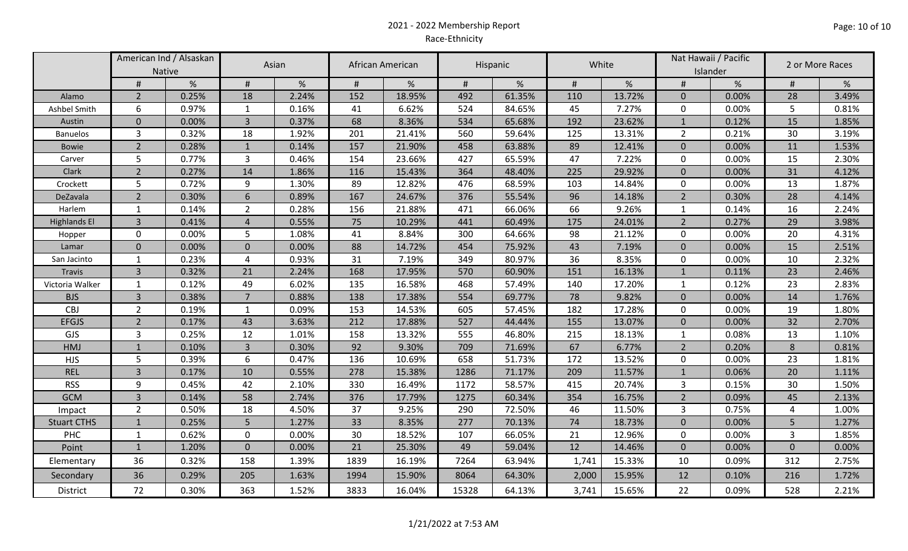# 2021 - 2022 Membership Report

## Race-Ethnicity

| | American Ind / Alsaskan Native | | Asian | | African American | | Hispanic | | White | | Nat Hawaii / Pacific Islander | | 2 or More Races | |
|---|---|---|---|---|---|---|---|---|---|---|---|---|---|---|
| | # | % | # | % | # | % | # | % | # | % | # | % | # | % |
| Alamo | 2 | 0.25% | 18 | 2.24% | 152 | 18.95% | 492 | 61.35% | 110 | 13.72% | 0 | 0.00% | 28 | 3.49% |
| Ashbel Smith | 6 | 0.97% | 1 | 0.16% | 41 | 6.62% | 524 | 84.65% | 45 | 7.27% | 0 | 0.00% | 5 | 0.81% |
| Austin | 0 | 0.00% | 3 | 0.37% | 68 | 8.36% | 534 | 65.68% | 192 | 23.62% | 1 | 0.12% | 15 | 1.85% |
| Banuelos | 3 | 0.32% | 18 | 1.92% | 201 | 21.41% | 560 | 59.64% | 125 | 13.31% | 2 | 0.21% | 30 | 3.19% |
| Bowie | 2 | 0.28% | 1 | 0.14% | 157 | 21.90% | 458 | 63.88% | 89 | 12.41% | 0 | 0.00% | 11 | 1.53% |
| Carver | 5 | 0.77% | 3 | 0.46% | 154 | 23.66% | 427 | 65.59% | 47 | 7.22% | 0 | 0.00% | 15 | 2.30% |
| Clark | 2 | 0.27% | 14 | 1.86% | 116 | 15.43% | 364 | 48.40% | 225 | 29.92% | 0 | 0.00% | 31 | 4.12% |
| Crockett | 5 | 0.72% | 9 | 1.30% | 89 | 12.82% | 476 | 68.59% | 103 | 14.84% | 0 | 0.00% | 13 | 1.87% |
| DeZavala | 2 | 0.30% | 6 | 0.89% | 167 | 24.67% | 376 | 55.54% | 96 | 14.18% | 2 | 0.30% | 28 | 4.14% |
| Harlem | 1 | 0.14% | 2 | 0.28% | 156 | 21.88% | 471 | 66.06% | 66 | 9.26% | 1 | 0.14% | 16 | 2.24% |
| Highlands El | 3 | 0.41% | 4 | 0.55% | 75 | 10.29% | 441 | 60.49% | 175 | 24.01% | 2 | 0.27% | 29 | 3.98% |
| Hopper | 0 | 0.00% | 5 | 1.08% | 41 | 8.84% | 300 | 64.66% | 98 | 21.12% | 0 | 0.00% | 20 | 4.31% |
| Lamar | 0 | 0.00% | 0 | 0.00% | 88 | 14.72% | 454 | 75.92% | 43 | 7.19% | 0 | 0.00% | 15 | 2.51% |
| San Jacinto | 1 | 0.23% | 4 | 0.93% | 31 | 7.19% | 349 | 80.97% | 36 | 8.35% | 0 | 0.00% | 10 | 2.32% |
| Travis | 3 | 0.32% | 21 | 2.24% | 168 | 17.95% | 570 | 60.90% | 151 | 16.13% | 1 | 0.11% | 23 | 2.46% |
| Victoria Walker | 1 | 0.12% | 49 | 6.02% | 135 | 16.58% | 468 | 57.49% | 140 | 17.20% | 1 | 0.12% | 23 | 2.83% |
| BJS | 3 | 0.38% | 7 | 0.88% | 138 | 17.38% | 554 | 69.77% | 78 | 9.82% | 0 | 0.00% | 14 | 1.76% |
| CBJ | 2 | 0.19% | 1 | 0.09% | 153 | 14.53% | 605 | 57.45% | 182 | 17.28% | 0 | 0.00% | 19 | 1.80% |
| EFGJS | 2 | 0.17% | 43 | 3.63% | 212 | 17.88% | 527 | 44.44% | 155 | 13.07% | 0 | 0.00% | 32 | 2.70% |
| GJS | 3 | 0.25% | 12 | 1.01% | 158 | 13.32% | 555 | 46.80% | 215 | 18.13% | 1 | 0.08% | 13 | 1.10% |
| HMJ | 1 | 0.10% | 3 | 0.30% | 92 | 9.30% | 709 | 71.69% | 67 | 6.77% | 2 | 0.20% | 8 | 0.81% |
| HJS | 5 | 0.39% | 6 | 0.47% | 136 | 10.69% | 658 | 51.73% | 172 | 13.52% | 0 | 0.00% | 23 | 1.81% |
| REL | 3 | 0.17% | 10 | 0.55% | 278 | 15.38% | 1286 | 71.17% | 209 | 11.57% | 1 | 0.06% | 20 | 1.11% |
| RSS | 9 | 0.45% | 42 | 2.10% | 330 | 16.49% | 1172 | 58.57% | 415 | 20.74% | 3 | 0.15% | 30 | 1.50% |
| GCM | 3 | 0.14% | 58 | 2.74% | 376 | 17.79% | 1275 | 60.34% | 354 | 16.75% | 2 | 0.09% | 45 | 2.13% |
| Impact | 2 | 0.50% | 18 | 4.50% | 37 | 9.25% | 290 | 72.50% | 46 | 11.50% | 3 | 0.75% | 4 | 1.00% |
| Stuart CTHS | 1 | 0.25% | 5 | 1.27% | 33 | 8.35% | 277 | 70.13% | 74 | 18.73% | 0 | 0.00% | 5 | 1.27% |
| PHC | 1 | 0.62% | 0 | 0.00% | 30 | 18.52% | 107 | 66.05% | 21 | 12.96% | 0 | 0.00% | 3 | 1.85% |
| Point | 1 | 1.20% | 0 | 0.00% | 21 | 25.30% | 49 | 59.04% | 12 | 14.46% | 0 | 0.00% | 0 | 0.00% |
| Elementary | 36 | 0.32% | 158 | 1.39% | 1839 | 16.19% | 7264 | 63.94% | 1,741 | 15.33% | 10 | 0.09% | 312 | 2.75% |
| Secondary | 36 | 0.29% | 205 | 1.63% | 1994 | 15.90% | 8064 | 64.30% | 2,000 | 15.95% | 12 | 0.10% | 216 | 1.72% |
| District | 72 | 0.30% | 363 | 1.52% | 3833 | 16.04% | 15328 | 64.13% | 3,741 | 15.65% | 22 | 0.09% | 528 | 2.21% |

1/21/2022 at 7:53 AM